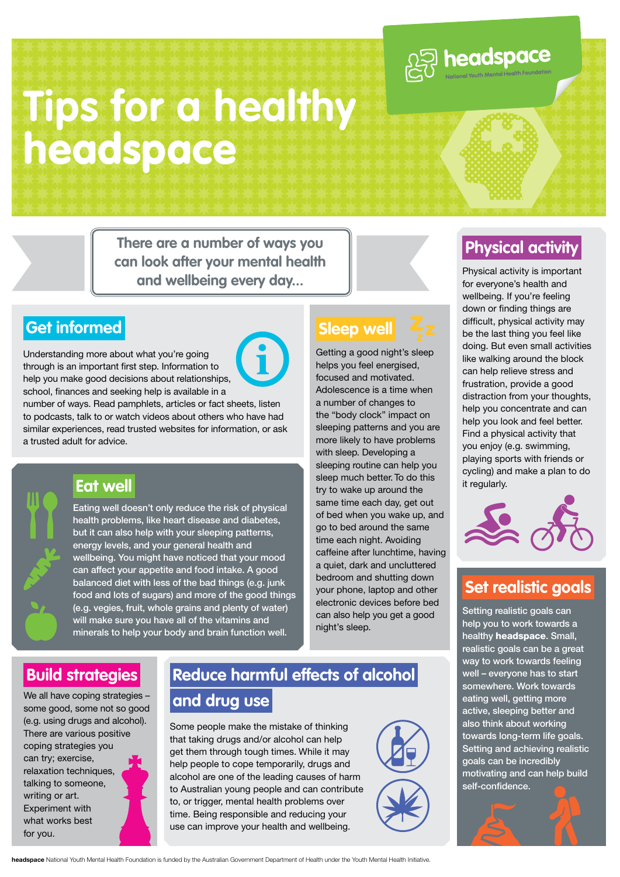# Tips for a healthy headspace

headspace
National Youth Mental Health Foundation

**There are a number of ways you can look after your mental health and wellbeing every day...**

## Get informed

Understanding more about what you're going through is an important first step. Information to help you make good decisions about relationships, school, finances and seeking help is available in a number of ways. Read pamphlets, articles or fact sheets, listen to podcasts, talk to or watch videos about others who have had similar experiences, read trusted websites for information, or ask a trusted adult for advice.

## Eat well

Eating well doesn't only reduce the risk of physical health problems, like heart disease and diabetes, but it can also help with your sleeping patterns, energy levels, and your general health and wellbeing. You might have noticed that your mood can affect your appetite and food intake. A good balanced diet with less of the bad things (e.g. junk food and lots of sugars) and more of the good things (e.g. vegies, fruit, whole grains and plenty of water) will make sure you have all of the vitamins and minerals to help your body and brain function well.

## Sleep well

Getting a good night's sleep helps you feel energised, focused and motivated. Adolescence is a time when a number of changes to the "body clock" impact on sleeping patterns and you are more likely to have problems with sleep. Developing a sleeping routine can help you sleep much better. To do this try to wake up around the same time each day, get out of bed when you wake up, and go to bed around the same time each night. Avoiding caffeine after lunchtime, having a quiet, dark and uncluttered bedroom and shutting down your phone, laptop and other electronic devices before bed can also help you get a good night's sleep.

## Physical activity

Physical activity is important for everyone's health and wellbeing. If you're feeling down or finding things are difficult, physical activity may be the last thing you feel like doing. But even small activities like walking around the block can help relieve stress and frustration, provide a good distraction from your thoughts, help you concentrate and can help you look and feel better. Find a physical activity that you enjoy (e.g. swimming, playing sports with friends or cycling) and make a plan to do it regularly.

## Set realistic goals

Setting realistic goals can help you to work towards a healthy **headspace**. Small, realistic goals can be a great way to work towards feeling well – everyone has to start somewhere. Work towards eating well, getting more active, sleeping better and also think about working towards long-term life goals. Setting and achieving realistic goals can be incredibly motivating and can help build self-confidence.

## Build strategies

We all have coping strategies – some good, some not so good (e.g. using drugs and alcohol). There are various positive coping strategies you can try; exercise, relaxation techniques, talking to someone, writing or art. Experiment with what works best for you.

## Reduce harmful effects of alcohol and drug use

Some people make the mistake of thinking that taking drugs and/or alcohol can help get them through tough times. While it may help people to cope temporarily, drugs and alcohol are one of the leading causes of harm to Australian young people and can contribute to, or trigger, mental health problems over time. Being responsible and reducing your use can improve your health and wellbeing.

**headspace** National Youth Mental Health Foundation is funded by the Australian Government Department of Health under the Youth Mental Health Initiative.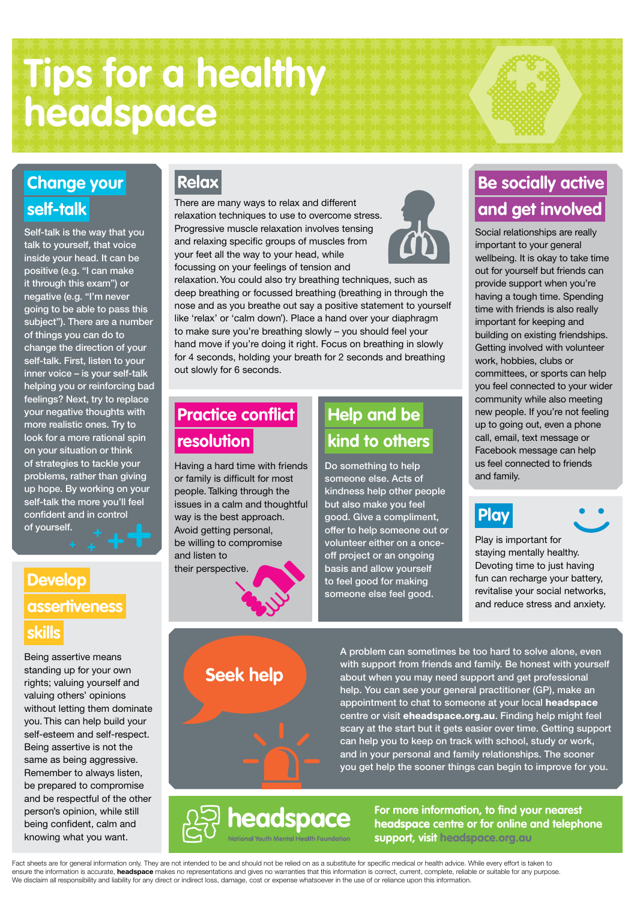# Tips for a healthy headspace

## Change your self-talk

Self-talk is the way that you talk to yourself, that voice inside your head. It can be positive (e.g. "I can make it through this exam") or negative (e.g. "I'm never going to be able to pass this subject"). There are a number of things you can do to change the direction of your self-talk. First, listen to your inner voice – is your self-talk helping you or reinforcing bad feelings? Next, try to replace your negative thoughts with more realistic ones. Try to look for a more rational spin on your situation or think of strategies to tackle your problems, rather than giving up hope. By working on your self-talk the more you'll feel confident and in control of yourself.

## Develop assertiveness skills

Being assertive means standing up for your own rights; valuing yourself and valuing others' opinions without letting them dominate you. This can help build your self-esteem and self-respect. Being assertive is not the same as being aggressive. Remember to always listen, be prepared to compromise and be respectful of the other person's opinion, while still being confident, calm and knowing what you want.

## Relax

There are many ways to relax and different relaxation techniques to use to overcome stress. Progressive muscle relaxation involves tensing and relaxing specific groups of muscles from your feet all the way to your head, while focussing on your feelings of tension and relaxation. You could also try breathing techniques, such as deep breathing or focussed breathing (breathing in through the nose and as you breathe out say a positive statement to yourself like 'relax' or 'calm down'). Place a hand over your diaphragm to make sure you're breathing slowly – you should feel your hand move if you're doing it right. Focus on breathing in slowly for 4 seconds, holding your breath for 2 seconds and breathing out slowly for 6 seconds.

## Practice conflict resolution

Having a hard time with friends or family is difficult for most people. Talking through the issues in a calm and thoughtful way is the best approach. Avoid getting personal, be willing to compromise and listen to their perspective.

## Help and be kind to others

Do something to help someone else. Acts of kindness help other people but also make you feel good. Give a compliment, offer to help someone out or volunteer either on a once-off project or an ongoing basis and allow yourself to feel good for making someone else feel good.

## Be socially active and get involved

Social relationships are really important to your general wellbeing. It is okay to take time out for yourself but friends can provide support when you're having a tough time. Spending time with friends is also really important for keeping and building on existing friendships. Getting involved with volunteer work, hobbies, clubs or committees, or sports can help you feel connected to your wider community while also meeting new people. If you're not feeling up to going out, even a phone call, email, text message or Facebook message can help us feel connected to friends and family.

## Play

Play is important for staying mentally healthy. Devoting time to just having fun can recharge your battery, revitalise your social networks, and reduce stress and anxiety.

## Seek help

A problem can sometimes be too hard to solve alone, even with support from friends and family. Be honest with yourself about when you may need support and get professional help. You can see your general practitioner (GP), make an appointment to chat to someone at your local **headspace** centre or visit **eheadspace.org.au**. Finding help might feel scary at the start but it gets easier over time. Getting support can help you to keep on track with school, study or work, and in your personal and family relationships. The sooner you get help the sooner things can begin to improve for you.

**headspace** National Youth Mental Health Foundation

**For more information, to find your nearest headspace centre or for online and telephone support, visit headspace.org.au**

Fact sheets are for general information only. They are not intended to be and should not be relied on as a substitute for specific medical or health advice. While every effort is taken to ensure the information is accurate, **headspace** makes no representations and gives no warranties that this information is correct, current, complete, reliable or suitable for any purpose. We disclaim all responsibility and liability for any direct or indirect loss, damage, cost or expense whatsoever in the use of or reliance upon this information.